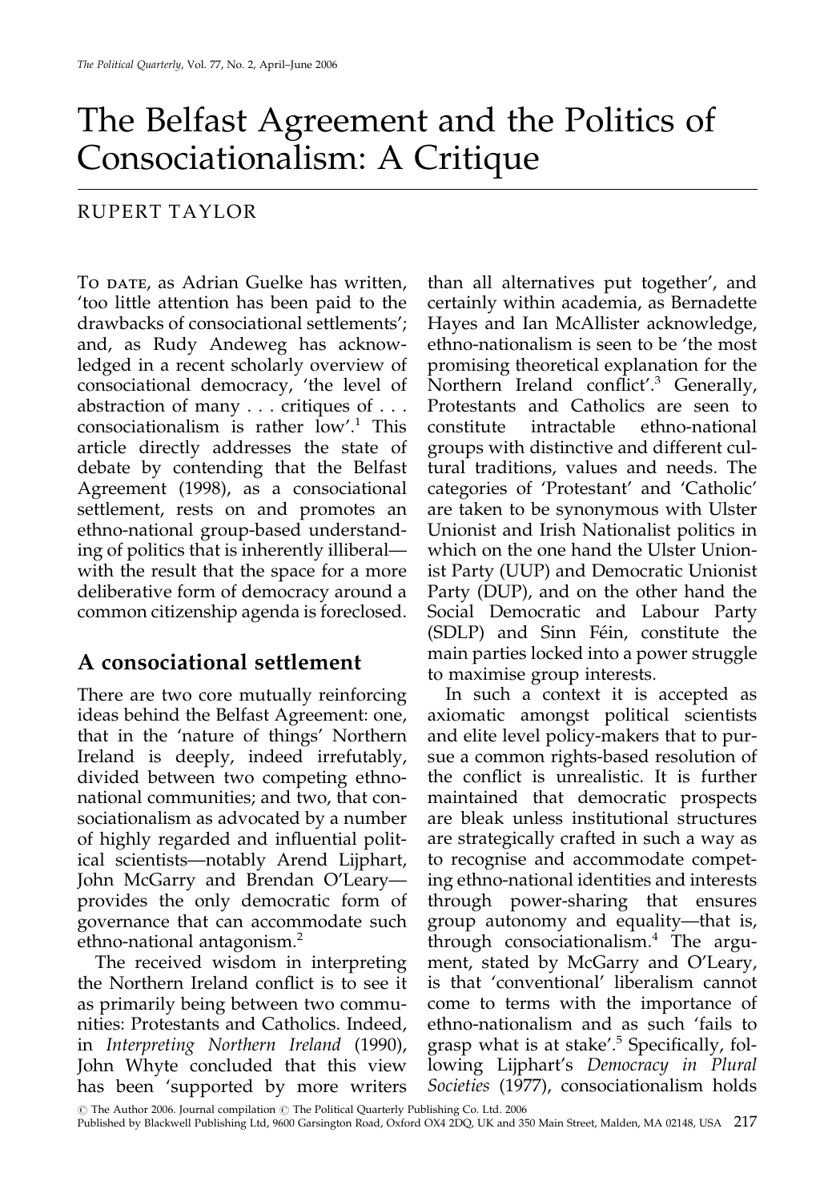# The Belfast Agreement and the Politics of Consociationalism: A Critique

RUPERT TAYLOR

To date, as Adrian Guelke has written, 'too little attention has been paid to the drawbacks of consociational settlements'; and, as Rudy Andeweg has acknowledged in a recent scholarly overview of consociational democracy, 'the level of abstraction of many . . . critiques of . . . consociationalism is rather low'.[1] This article directly addresses the state of debate by contending that the Belfast Agreement (1998), as a consociational settlement, rests on and promotes an ethno-national group-based understanding of politics that is inherently illiberal—with the result that the space for a more deliberative form of democracy around a common citizenship agenda is foreclosed.

## A consociational settlement

There are two core mutually reinforcing ideas behind the Belfast Agreement: one, that in the 'nature of things' Northern Ireland is deeply, indeed irrefutably, divided between two competing ethno-national communities; and two, that consociationalism as advocated by a number of highly regarded and influential political scientists—notably Arend Lijphart, John McGarry and Brendan O'Leary—provides the only democratic form of governance that can accommodate such ethno-national antagonism.[2]

The received wisdom in interpreting the Northern Ireland conflict is to see it as primarily being between two communities: Protestants and Catholics. Indeed, in *Interpreting Northern Ireland* (1990), John Whyte concluded that this view has been 'supported by more writers than all alternatives put together', and certainly within academia, as Bernadette Hayes and Ian McAllister acknowledge, ethno-nationalism is seen to be 'the most promising theoretical explanation for the Northern Ireland conflict'.[3] Generally, Protestants and Catholics are seen to constitute intractable ethno-national groups with distinctive and different cultural traditions, values and needs. The categories of 'Protestant' and 'Catholic' are taken to be synonymous with Ulster Unionist and Irish Nationalist politics in which on the one hand the Ulster Unionist Party (UUP) and Democratic Unionist Party (DUP), and on the other hand the Social Democratic and Labour Party (SDLP) and Sinn Féin, constitute the main parties locked into a power struggle to maximise group interests.

In such a context it is accepted as axiomatic amongst political scientists and elite level policy-makers that to pursue a common rights-based resolution of the conflict is unrealistic. It is further maintained that democratic prospects are bleak unless institutional structures are strategically crafted in such a way as to recognise and accommodate competing ethno-national identities and interests through power-sharing that ensures group autonomy and equality—that is, through consociationalism.[4] The argument, stated by McGarry and O'Leary, is that 'conventional' liberalism cannot come to terms with the importance of ethno-nationalism and as such 'fails to grasp what is at stake'.[5] Specifically, following Lijphart's *Democracy in Plural Societies* (1977), consociationalism holds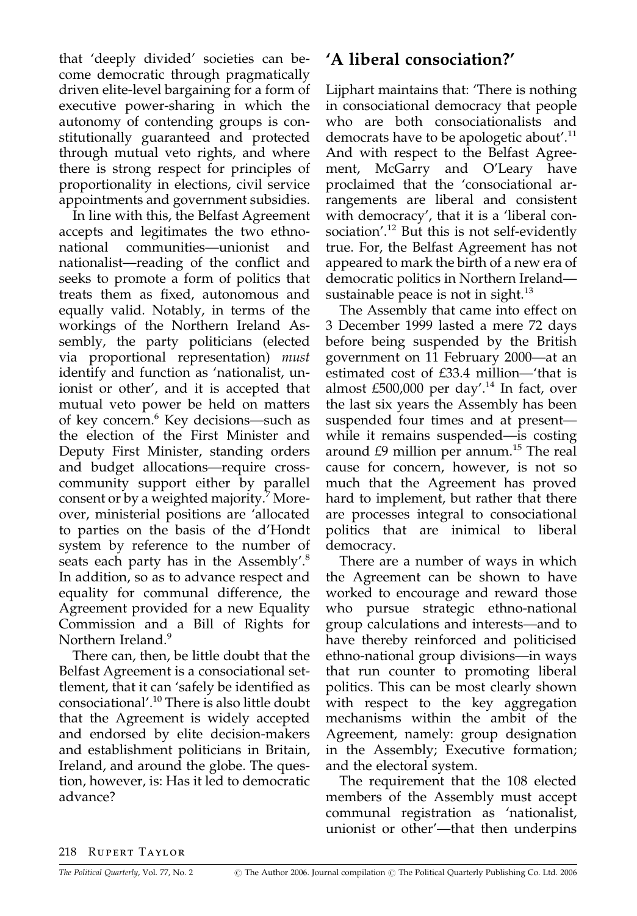that 'deeply divided' societies can become democratic through pragmatically driven elite-level bargaining for a form of executive power-sharing in which the autonomy of contending groups is constitutionally guaranteed and protected through mutual veto rights, and where there is strong respect for principles of proportionality in elections, civil service appointments and government subsidies.

In line with this, the Belfast Agreement accepts and legitimates the two ethno-national communities—unionist and nationalist—reading of the conflict and seeks to promote a form of politics that treats them as fixed, autonomous and equally valid. Notably, in terms of the workings of the Northern Ireland Assembly, the party politicians (elected via proportional representation) *must* identify and function as 'nationalist, unionist or other', and it is accepted that mutual veto power be held on matters of key concern.[6] Key decisions—such as the election of the First Minister and Deputy First Minister, standing orders and budget allocations—require cross-community support either by parallel consent or by a weighted majority.[7] Moreover, ministerial positions are 'allocated to parties on the basis of the d'Hondt system by reference to the number of seats each party has in the Assembly'.[8] In addition, so as to advance respect and equality for communal difference, the Agreement provided for a new Equality Commission and a Bill of Rights for Northern Ireland.[9]

There can, then, be little doubt that the Belfast Agreement is a consociational settlement, that it can 'safely be identified as consociational'.[10] There is also little doubt that the Agreement is widely accepted and endorsed by elite decision-makers and establishment politicians in Britain, Ireland, and around the globe. The question, however, is: Has it led to democratic advance?

## 'A liberal consociation?'

Lijphart maintains that: 'There is nothing in consociational democracy that people who are both consociationalists and democrats have to be apologetic about'.[11] And with respect to the Belfast Agreement, McGarry and O'Leary have proclaimed that the 'consociational arrangements are liberal and consistent with democracy', that it is a 'liberal consociation'.[12] But this is not self-evidently true. For, the Belfast Agreement has not appeared to mark the birth of a new era of democratic politics in Northern Ireland—sustainable peace is not in sight.[13]

The Assembly that came into effect on 3 December 1999 lasted a mere 72 days before being suspended by the British government on 11 February 2000—at an estimated cost of £33.4 million—'that is almost £500,000 per day'.[14] In fact, over the last six years the Assembly has been suspended four times and at present—while it remains suspended—is costing around £9 million per annum.[15] The real cause for concern, however, is not so much that the Agreement has proved hard to implement, but rather that there are processes integral to consociational politics that are inimical to liberal democracy.

There are a number of ways in which the Agreement can be shown to have worked to encourage and reward those who pursue strategic ethno-national group calculations and interests—and to have thereby reinforced and politicised ethno-national group divisions—in ways that run counter to promoting liberal politics. This can be most clearly shown with respect to the key aggregation mechanisms within the ambit of the Agreement, namely: group designation in the Assembly; Executive formation; and the electoral system.

The requirement that the 108 elected members of the Assembly must accept communal registration as 'nationalist, unionist or other'—that then underpins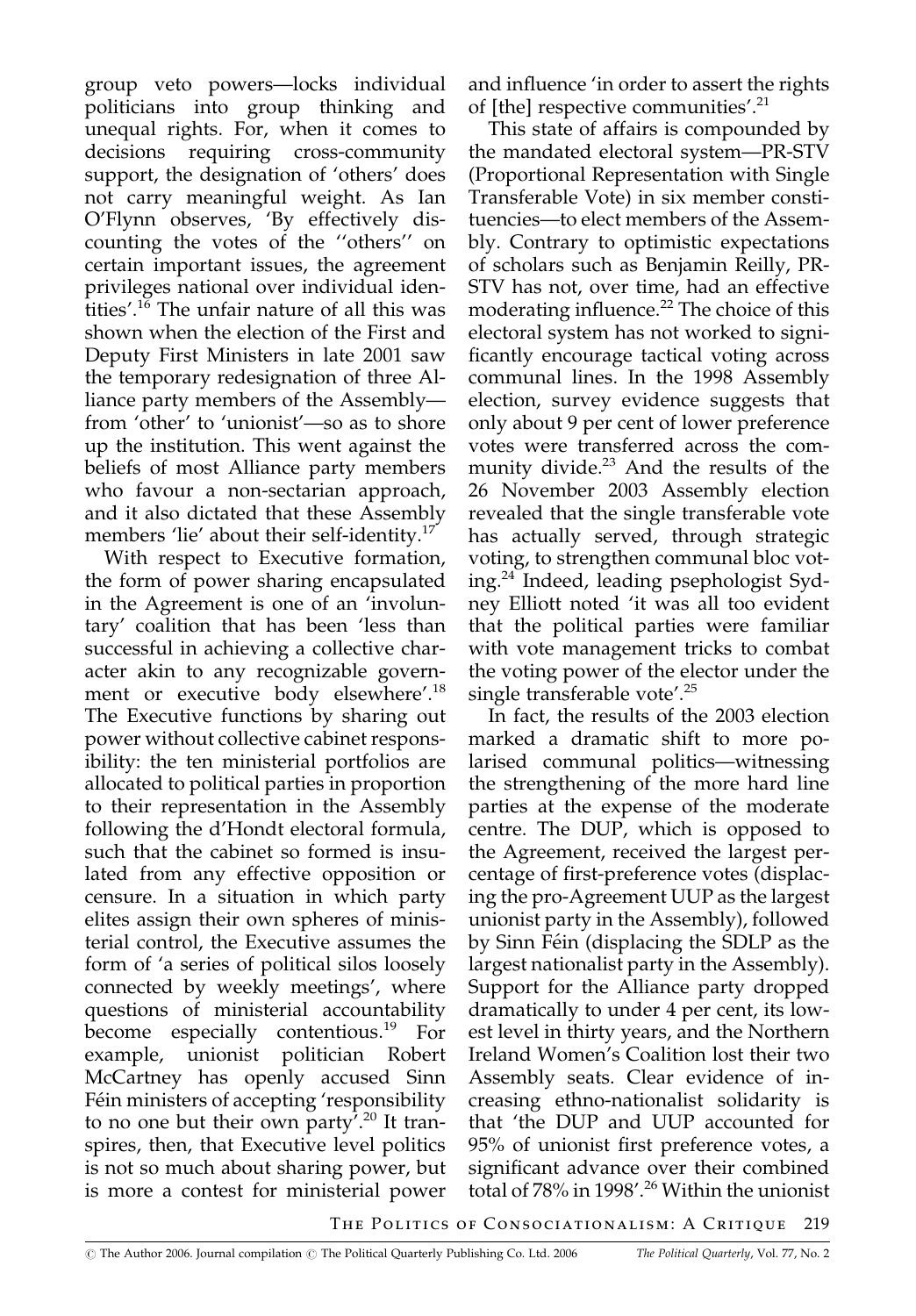group veto powers—locks individual politicians into group thinking and unequal rights. For, when it comes to decisions requiring cross-community support, the designation of 'others' does not carry meaningful weight. As Ian O'Flynn observes, 'By effectively discounting the votes of the ''others'' on certain important issues, the agreement privileges national over individual identities'.[16] The unfair nature of all this was shown when the election of the First and Deputy First Ministers in late 2001 saw the temporary redesignation of three Alliance party members of the Assembly—from 'other' to 'unionist'—so as to shore up the institution. This went against the beliefs of most Alliance party members who favour a non-sectarian approach, and it also dictated that these Assembly members 'lie' about their self-identity.[17]

With respect to Executive formation, the form of power sharing encapsulated in the Agreement is one of an 'involuntary' coalition that has been 'less than successful in achieving a collective character akin to any recognizable government or executive body elsewhere'.[18] The Executive functions by sharing out power without collective cabinet responsibility: the ten ministerial portfolios are allocated to political parties in proportion to their representation in the Assembly following the d'Hondt electoral formula, such that the cabinet so formed is insulated from any effective opposition or censure. In a situation in which party elites assign their own spheres of ministerial control, the Executive assumes the form of 'a series of political silos loosely connected by weekly meetings', where questions of ministerial accountability become especially contentious.[19] For example, unionist politician Robert McCartney has openly accused Sinn Féin ministers of accepting 'responsibility to no one but their own party'.[20] It transpires, then, that Executive level politics is not so much about sharing power, but is more a contest for ministerial power and influence 'in order to assert the rights of [the] respective communities'.[21]

This state of affairs is compounded by the mandated electoral system—PR-STV (Proportional Representation with Single Transferable Vote) in six member constituencies—to elect members of the Assembly. Contrary to optimistic expectations of scholars such as Benjamin Reilly, PR-STV has not, over time, had an effective moderating influence.[22] The choice of this electoral system has not worked to significantly encourage tactical voting across communal lines. In the 1998 Assembly election, survey evidence suggests that only about 9 per cent of lower preference votes were transferred across the community divide.[23] And the results of the 26 November 2003 Assembly election revealed that the single transferable vote has actually served, through strategic voting, to strengthen communal bloc voting.[24] Indeed, leading psephologist Sydney Elliott noted 'it was all too evident that the political parties were familiar with vote management tricks to combat the voting power of the elector under the single transferable vote'.[25]

In fact, the results of the 2003 election marked a dramatic shift to more polarised communal politics—witnessing the strengthening of the more hard line parties at the expense of the moderate centre. The DUP, which is opposed to the Agreement, received the largest percentage of first-preference votes (displacing the pro-Agreement UUP as the largest unionist party in the Assembly), followed by Sinn Féin (displacing the SDLP as the largest nationalist party in the Assembly). Support for the Alliance party dropped dramatically to under 4 per cent, its lowest level in thirty years, and the Northern Ireland Women's Coalition lost their two Assembly seats. Clear evidence of increasing ethno-nationalist solidarity is that 'the DUP and UUP accounted for 95% of unionist first preference votes, a significant advance over their combined total of 78% in 1998'.[26] Within the unionist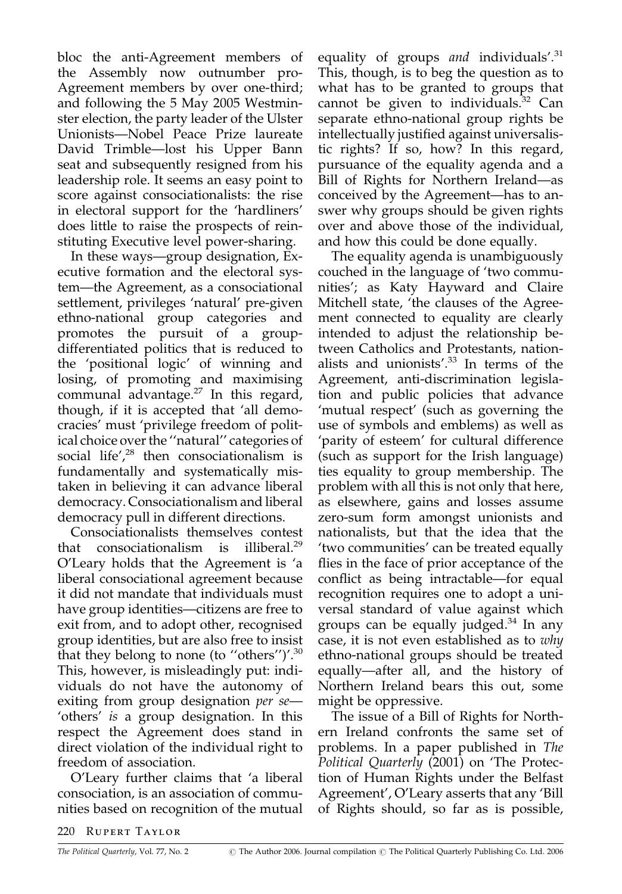bloc the anti-Agreement members of the Assembly now outnumber pro-Agreement members by over one-third; and following the 5 May 2005 Westminster election, the party leader of the Ulster Unionists—Nobel Peace Prize laureate David Trimble—lost his Upper Bann seat and subsequently resigned from his leadership role. It seems an easy point to score against consociationalists: the rise in electoral support for the 'hardliners' does little to raise the prospects of reinstituting Executive level power-sharing.

In these ways—group designation, Executive formation and the electoral system—the Agreement, as a consociational settlement, privileges 'natural' pre-given ethno-national group categories and promotes the pursuit of a group-differentiated politics that is reduced to the 'positional logic' of winning and losing, of promoting and maximising communal advantage.[27] In this regard, though, if it is accepted that 'all democracies' must 'privilege freedom of political choice over the ''natural'' categories of social life',[28] then consociationalism is fundamentally and systematically mistaken in believing it can advance liberal democracy. Consociationalism and liberal democracy pull in different directions.

Consociationalists themselves contest that consociationalism is illiberal.[29] O'Leary holds that the Agreement is 'a liberal consociational agreement because it did not mandate that individuals must have group identities—citizens are free to exit from, and to adopt other, recognised group identities, but are also free to insist that they belong to none (to ''others'')'.[30] This, however, is misleadingly put: individuals do not have the autonomy of exiting from group designation *per se*—'others' *is* a group designation. In this respect the Agreement does stand in direct violation of the individual right to freedom of association.

O'Leary further claims that 'a liberal consociation, is an association of communities based on recognition of the mutual equality of groups *and* individuals'.[31] This, though, is to beg the question as to what has to be granted to groups that cannot be given to individuals.[32] Can separate ethno-national group rights be intellectually justified against universalistic rights? If so, how? In this regard, pursuance of the equality agenda and a Bill of Rights for Northern Ireland—as conceived by the Agreement—has to answer why groups should be given rights over and above those of the individual, and how this could be done equally.

The equality agenda is unambiguously couched in the language of 'two communities'; as Katy Hayward and Claire Mitchell state, 'the clauses of the Agreement connected to equality are clearly intended to adjust the relationship between Catholics and Protestants, nationalists and unionists'.[33] In terms of the Agreement, anti-discrimination legislation and public policies that advance 'mutual respect' (such as governing the use of symbols and emblems) as well as 'parity of esteem' for cultural difference (such as support for the Irish language) ties equality to group membership. The problem with all this is not only that here, as elsewhere, gains and losses assume zero-sum form amongst unionists and nationalists, but that the idea that the 'two communities' can be treated equally flies in the face of prior acceptance of the conflict as being intractable—for equal recognition requires one to adopt a universal standard of value against which groups can be equally judged.[34] In any case, it is not even established as to *why* ethno-national groups should be treated equally—after all, and the history of Northern Ireland bears this out, some might be oppressive.

The issue of a Bill of Rights for Northern Ireland confronts the same set of problems. In a paper published in *The Political Quarterly* (2001) on 'The Protection of Human Rights under the Belfast Agreement', O'Leary asserts that any 'Bill of Rights should, so far as is possible,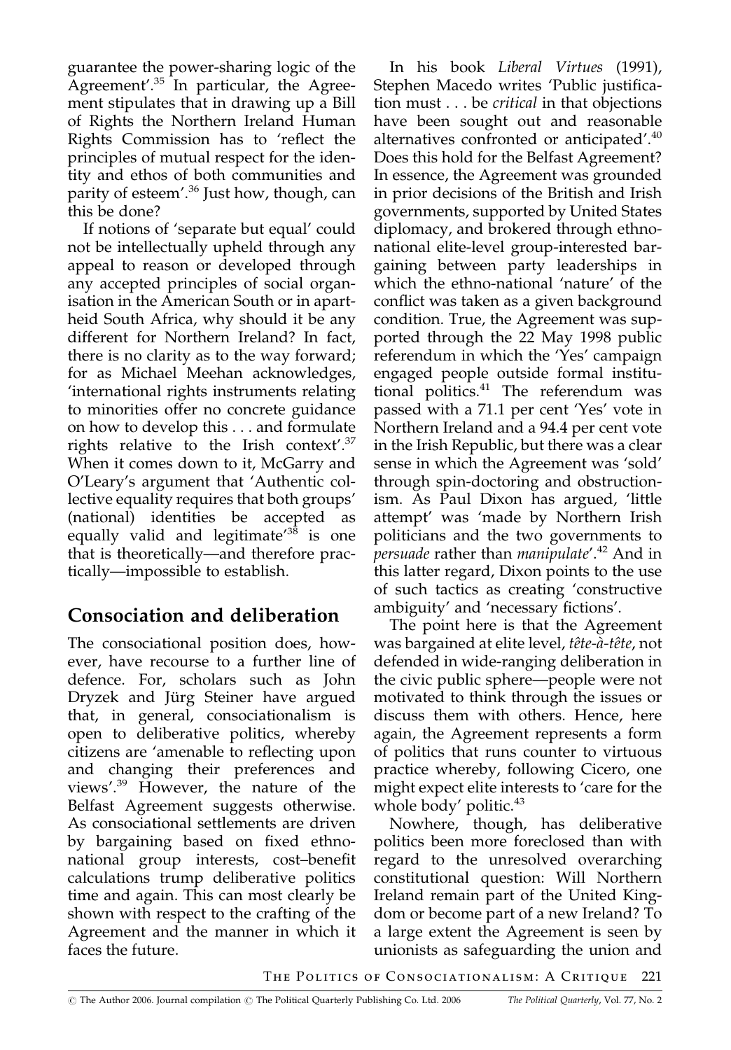guarantee the power-sharing logic of the Agreement'.[35] In particular, the Agreement stipulates that in drawing up a Bill of Rights the Northern Ireland Human Rights Commission has to 'reflect the principles of mutual respect for the identity and ethos of both communities and parity of esteem'.[36] Just how, though, can this be done?

If notions of 'separate but equal' could not be intellectually upheld through any appeal to reason or developed through any accepted principles of social organisation in the American South or in apartheid South Africa, why should it be any different for Northern Ireland? In fact, there is no clarity as to the way forward; for as Michael Meehan acknowledges, 'international rights instruments relating to minorities offer no concrete guidance on how to develop this . . . and formulate rights relative to the Irish context'.[37] When it comes down to it, McGarry and O'Leary's argument that 'Authentic collective equality requires that both groups' (national) identities be accepted as equally valid and legitimate'[38] is one that is theoretically—and therefore practically—impossible to establish.

## Consociation and deliberation

The consociational position does, however, have recourse to a further line of defence. For, scholars such as John Dryzek and Jürg Steiner have argued that, in general, consociationalism is open to deliberative politics, whereby citizens are 'amenable to reflecting upon and changing their preferences and views'.[39] However, the nature of the Belfast Agreement suggests otherwise. As consociational settlements are driven by bargaining based on fixed ethno-national group interests, cost–benefit calculations trump deliberative politics time and again. This can most clearly be shown with respect to the crafting of the Agreement and the manner in which it faces the future.

In his book *Liberal Virtues* (1991), Stephen Macedo writes 'Public justification must . . . be *critical* in that objections have been sought out and reasonable alternatives confronted or anticipated'.[40] Does this hold for the Belfast Agreement? In essence, the Agreement was grounded in prior decisions of the British and Irish governments, supported by United States diplomacy, and brokered through ethno-national elite-level group-interested bargaining between party leaderships in which the ethno-national 'nature' of the conflict was taken as a given background condition. True, the Agreement was supported through the 22 May 1998 public referendum in which the 'Yes' campaign engaged people outside formal institutional politics.[41] The referendum was passed with a 71.1 per cent 'Yes' vote in Northern Ireland and a 94.4 per cent vote in the Irish Republic, but there was a clear sense in which the Agreement was 'sold' through spin-doctoring and obstructionism. As Paul Dixon has argued, 'little attempt' was 'made by Northern Irish politicians and the two governments to *persuade* rather than *manipulate*'.[42] And in this latter regard, Dixon points to the use of such tactics as creating 'constructive ambiguity' and 'necessary fictions'.

The point here is that the Agreement was bargained at elite level, *tête-à-tête*, not defended in wide-ranging deliberation in the civic public sphere—people were not motivated to think through the issues or discuss them with others. Hence, here again, the Agreement represents a form of politics that runs counter to virtuous practice whereby, following Cicero, one might expect elite interests to 'care for the whole body' politic.[43]

Nowhere, though, has deliberative politics been more foreclosed than with regard to the unresolved overarching constitutional question: Will Northern Ireland remain part of the United Kingdom or become part of a new Ireland? To a large extent the Agreement is seen by unionists as safeguarding the union and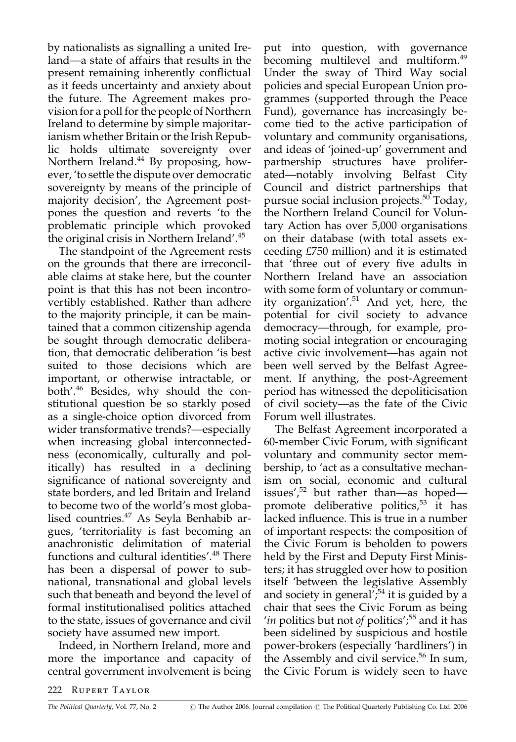by nationalists as signalling a united Ireland—a state of affairs that results in the present remaining inherently conflictual as it feeds uncertainty and anxiety about the future. The Agreement makes provision for a poll for the people of Northern Ireland to determine by simple majoritarianism whether Britain or the Irish Republic holds ultimate sovereignty over Northern Ireland.[44] By proposing, however, 'to settle the dispute over democratic sovereignty by means of the principle of majority decision', the Agreement postpones the question and reverts 'to the problematic principle which provoked the original crisis in Northern Ireland'.[45]

The standpoint of the Agreement rests on the grounds that there are irreconcilable claims at stake here, but the counter point is that this has not been incontrovertibly established. Rather than adhere to the majority principle, it can be maintained that a common citizenship agenda be sought through democratic deliberation, that democratic deliberation 'is best suited to those decisions which are important, or otherwise intractable, or both'.[46] Besides, why should the constitutional question be so starkly posed as a single-choice option divorced from wider transformative trends?—especially when increasing global interconnectedness (economically, culturally and politically) has resulted in a declining significance of national sovereignty and state borders, and led Britain and Ireland to become two of the world's most globalised countries.[47] As Seyla Benhabib argues, 'territoriality is fast becoming an anachronistic delimitation of material functions and cultural identities'.[48] There has been a dispersal of power to subnational, transnational and global levels such that beneath and beyond the level of formal institutionalised politics attached to the state, issues of governance and civil society have assumed new import.

Indeed, in Northern Ireland, more and more the importance and capacity of central government involvement is being put into question, with governance becoming multilevel and multiform.[49] Under the sway of Third Way social policies and special European Union programmes (supported through the Peace Fund), governance has increasingly become tied to the active participation of voluntary and community organisations, and ideas of 'joined-up' government and partnership structures have proliferated—notably involving Belfast City Council and district partnerships that pursue social inclusion projects.[50] Today, the Northern Ireland Council for Voluntary Action has over 5,000 organisations on their database (with total assets exceeding £750 million) and it is estimated that 'three out of every five adults in Northern Ireland have an association with some form of voluntary or community organization'.[51] And yet, here, the potential for civil society to advance democracy—through, for example, promoting social integration or encouraging active civic involvement—has again not been well served by the Belfast Agreement. If anything, the post-Agreement period has witnessed the depoliticisation of civil society—as the fate of the Civic Forum well illustrates.

The Belfast Agreement incorporated a 60-member Civic Forum, with significant voluntary and community sector membership, to 'act as a consultative mechanism on social, economic and cultural issues',[52] but rather than—as hoped—promote deliberative politics,[53] it has lacked influence. This is true in a number of important respects: the composition of the Civic Forum is beholden to powers held by the First and Deputy First Ministers; it has struggled over how to position itself 'between the legislative Assembly and society in general';[54] it is guided by a chair that sees the Civic Forum as being '*in* politics but not *of* politics';[55] and it has been sidelined by suspicious and hostile power-brokers (especially 'hardliners') in the Assembly and civil service.[56] In sum, the Civic Forum is widely seen to have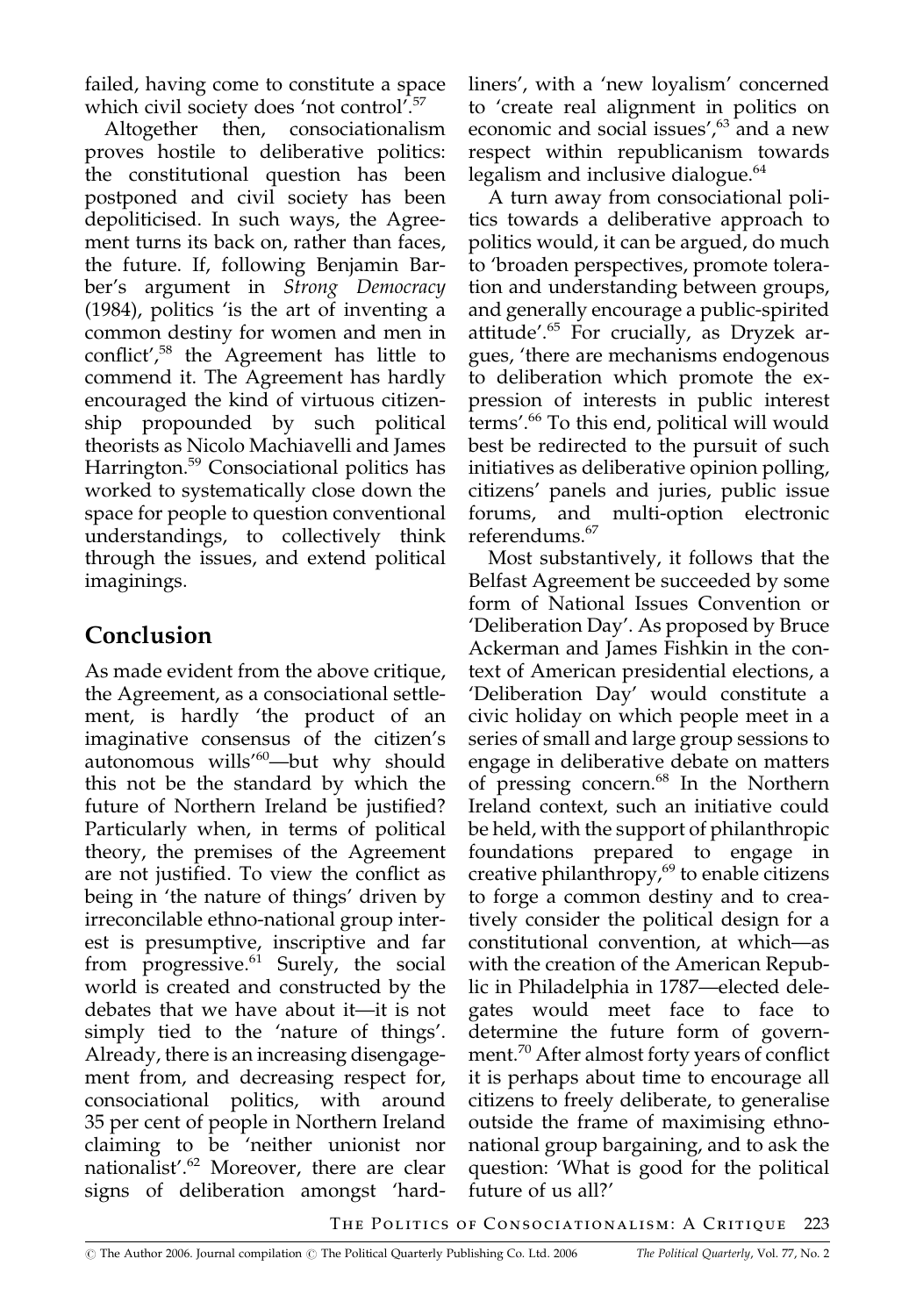failed, having come to constitute a space which civil society does 'not control'.[57]

Altogether then, consociationalism proves hostile to deliberative politics: the constitutional question has been postponed and civil society has been depoliticised. In such ways, the Agreement turns its back on, rather than faces, the future. If, following Benjamin Barber's argument in *Strong Democracy* (1984), politics 'is the art of inventing a common destiny for women and men in conflict',[58] the Agreement has little to commend it. The Agreement has hardly encouraged the kind of virtuous citizenship propounded by such political theorists as Nicolo Machiavelli and James Harrington.[59] Consociational politics has worked to systematically close down the space for people to question conventional understandings, to collectively think through the issues, and extend political imaginings.

## Conclusion

As made evident from the above critique, the Agreement, as a consociational settlement, is hardly 'the product of an imaginative consensus of the citizen's autonomous wills'[60]—but why should this not be the standard by which the future of Northern Ireland be justified? Particularly when, in terms of political theory, the premises of the Agreement are not justified. To view the conflict as being in 'the nature of things' driven by irreconcilable ethno-national group interest is presumptive, inscriptive and far from progressive.[61] Surely, the social world is created and constructed by the debates that we have about it—it is not simply tied to the 'nature of things'. Already, there is an increasing disengagement from, and decreasing respect for, consociational politics, with around 35 per cent of people in Northern Ireland claiming to be 'neither unionist nor nationalist'.[62] Moreover, there are clear signs of deliberation amongst 'hardliners', with a 'new loyalism' concerned to 'create real alignment in politics on economic and social issues',[63] and a new respect within republicanism towards legalism and inclusive dialogue.[64]

A turn away from consociational politics towards a deliberative approach to politics would, it can be argued, do much to 'broaden perspectives, promote toleration and understanding between groups, and generally encourage a public-spirited attitude'.[65] For crucially, as Dryzek argues, 'there are mechanisms endogenous to deliberation which promote the expression of interests in public interest terms'.[66] To this end, political will would best be redirected to the pursuit of such initiatives as deliberative opinion polling, citizens' panels and juries, public issue forums, and multi-option electronic referendums.[67]

Most substantively, it follows that the Belfast Agreement be succeeded by some form of National Issues Convention or 'Deliberation Day'. As proposed by Bruce Ackerman and James Fishkin in the context of American presidential elections, a 'Deliberation Day' would constitute a civic holiday on which people meet in a series of small and large group sessions to engage in deliberative debate on matters of pressing concern.[68] In the Northern Ireland context, such an initiative could be held, with the support of philanthropic foundations prepared to engage in creative philanthropy,[69] to enable citizens to forge a common destiny and to creatively consider the political design for a constitutional convention, at which—as with the creation of the American Republic in Philadelphia in 1787—elected delegates would meet face to face to determine the future form of government.[70] After almost forty years of conflict it is perhaps about time to encourage all citizens to freely deliberate, to generalise outside the frame of maximising ethno-national group bargaining, and to ask the question: 'What is good for the political future of us all?'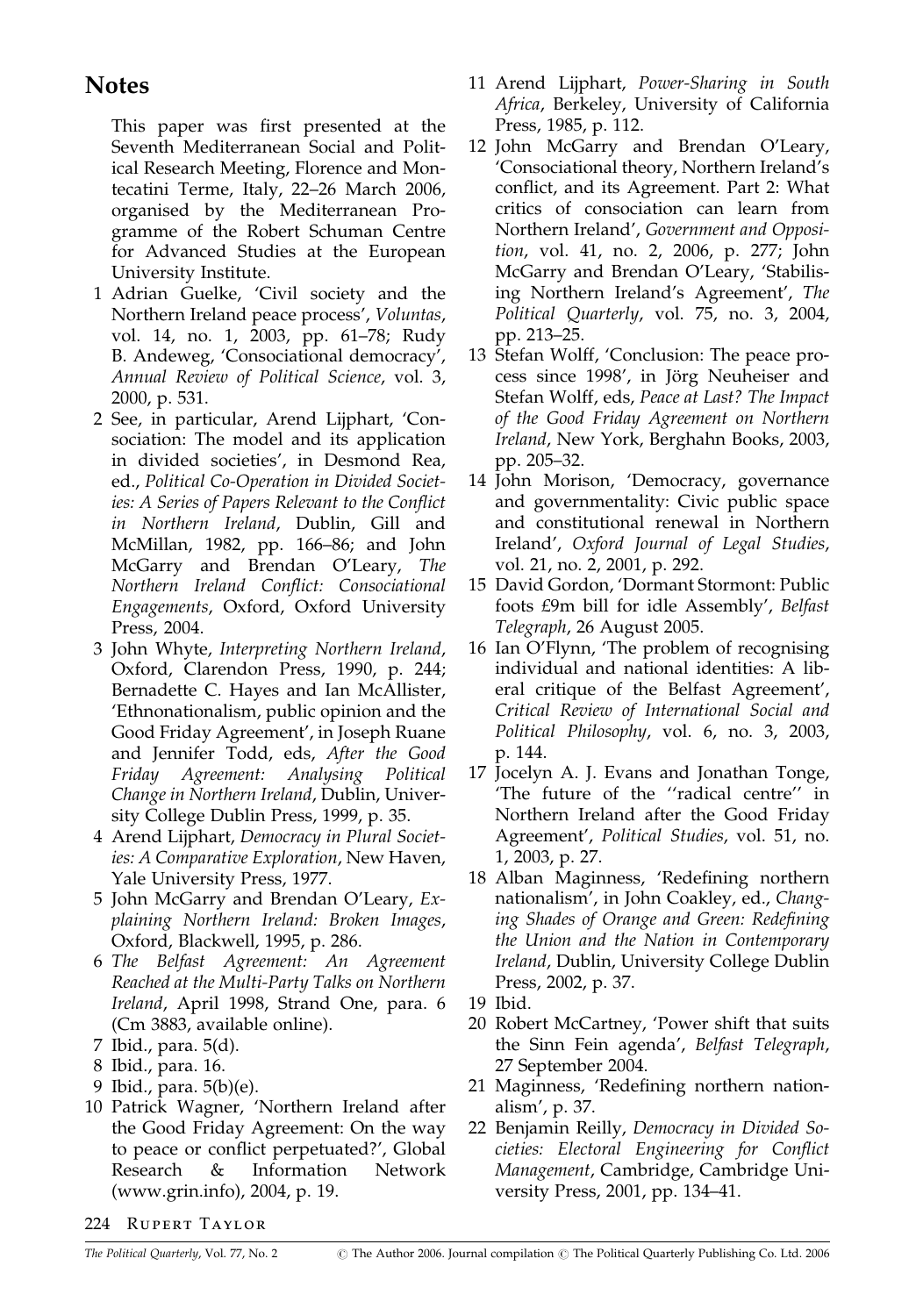## Notes

This paper was first presented at the Seventh Mediterranean Social and Political Research Meeting, Florence and Montecatini Terme, Italy, 22–26 March 2006, organised by the Mediterranean Programme of the Robert Schuman Centre for Advanced Studies at the European University Institute.

1 Adrian Guelke, 'Civil society and the Northern Ireland peace process', *Voluntas*, vol. 14, no. 1, 2003, pp. 61–78; Rudy B. Andeweg, 'Consociational democracy', *Annual Review of Political Science*, vol. 3, 2000, p. 531.

2 See, in particular, Arend Lijphart, 'Consociation: The model and its application in divided societies', in Desmond Rea, ed., *Political Co-Operation in Divided Societies: A Series of Papers Relevant to the Conflict in Northern Ireland*, Dublin, Gill and McMillan, 1982, pp. 166–86; and John McGarry and Brendan O'Leary, *The Northern Ireland Conflict: Consociational Engagements*, Oxford, Oxford University Press, 2004.

3 John Whyte, *Interpreting Northern Ireland*, Oxford, Clarendon Press, 1990, p. 244; Bernadette C. Hayes and Ian McAllister, 'Ethnonationalism, public opinion and the Good Friday Agreement', in Joseph Ruane and Jennifer Todd, eds, *After the Good Friday Agreement: Analysing Political Change in Northern Ireland*, Dublin, University College Dublin Press, 1999, p. 35.

4 Arend Lijphart, *Democracy in Plural Societies: A Comparative Exploration*, New Haven, Yale University Press, 1977.

5 John McGarry and Brendan O'Leary, *Explaining Northern Ireland: Broken Images*, Oxford, Blackwell, 1995, p. 286.

6 *The Belfast Agreement: An Agreement Reached at the Multi-Party Talks on Northern Ireland*, April 1998, Strand One, para. 6 (Cm 3883, available online).

7 Ibid., para. 5(d).

8 Ibid., para. 16.

9 Ibid., para. 5(b)(e).

10 Patrick Wagner, 'Northern Ireland after the Good Friday Agreement: On the way to peace or conflict perpetuated?', Global Research & Information Network (www.grin.info), 2004, p. 19.

11 Arend Lijphart, *Power-Sharing in South Africa*, Berkeley, University of California Press, 1985, p. 112.

12 John McGarry and Brendan O'Leary, 'Consociational theory, Northern Ireland's conflict, and its Agreement. Part 2: What critics of consociation can learn from Northern Ireland', *Government and Opposition*, vol. 41, no. 2, 2006, p. 277; John McGarry and Brendan O'Leary, 'Stabilising Northern Ireland's Agreement', *The Political Quarterly*, vol. 75, no. 3, 2004, pp. 213–25.

13 Stefan Wolff, 'Conclusion: The peace process since 1998', in Jörg Neuheiser and Stefan Wolff, eds, *Peace at Last? The Impact of the Good Friday Agreement on Northern Ireland*, New York, Berghahn Books, 2003, pp. 205–32.

14 John Morison, 'Democracy, governance and governmentality: Civic public space and constitutional renewal in Northern Ireland', *Oxford Journal of Legal Studies*, vol. 21, no. 2, 2001, p. 292.

15 David Gordon, 'Dormant Stormont: Public foots £9m bill for idle Assembly', *Belfast Telegraph*, 26 August 2005.

16 Ian O'Flynn, 'The problem of recognising individual and national identities: A liberal critique of the Belfast Agreement', *Critical Review of International Social and Political Philosophy*, vol. 6, no. 3, 2003, p. 144.

17 Jocelyn A. J. Evans and Jonathan Tonge, 'The future of the "radical centre" in Northern Ireland after the Good Friday Agreement', *Political Studies*, vol. 51, no. 1, 2003, p. 27.

18 Alban Maginness, 'Redefining northern nationalism', in John Coakley, ed., *Changing Shades of Orange and Green: Redefining the Union and the Nation in Contemporary Ireland*, Dublin, University College Dublin Press, 2002, p. 37.

19 Ibid.

20 Robert McCartney, 'Power shift that suits the Sinn Fein agenda', *Belfast Telegraph*, 27 September 2004.

21 Maginness, 'Redefining northern nationalism', p. 37.

22 Benjamin Reilly, *Democracy in Divided Societies: Electoral Engineering for Conflict Management*, Cambridge, Cambridge University Press, 2001, pp. 134–41.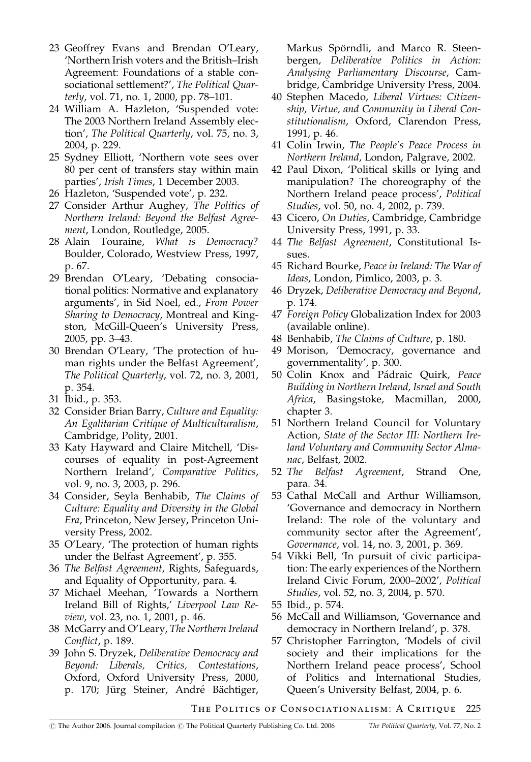23 Geoffrey Evans and Brendan O'Leary, 'Northern Irish voters and the British–Irish Agreement: Foundations of a stable consociational settlement?', *The Political Quarterly*, vol. 71, no. 1, 2000, pp. 78–101.

24 William A. Hazleton, 'Suspended vote: The 2003 Northern Ireland Assembly election', *The Political Quarterly*, vol. 75, no. 3, 2004, p. 229.

25 Sydney Elliott, 'Northern vote sees over 80 per cent of transfers stay within main parties', *Irish Times*, 1 December 2003.

26 Hazleton, 'Suspended vote', p. 232.

27 Consider Arthur Aughey, *The Politics of Northern Ireland: Beyond the Belfast Agreement*, London, Routledge, 2005.

28 Alain Touraine, *What is Democracy?* Boulder, Colorado, Westview Press, 1997, p. 67.

29 Brendan O'Leary, 'Debating consociational politics: Normative and explanatory arguments', in Sid Noel, ed., *From Power Sharing to Democracy*, Montreal and Kingston, McGill-Queen's University Press, 2005, pp. 3–43.

30 Brendan O'Leary, 'The protection of human rights under the Belfast Agreement', *The Political Quarterly*, vol. 72, no. 3, 2001, p. 354.

31 Ibid., p. 353.

32 Consider Brian Barry, *Culture and Equality: An Egalitarian Critique of Multiculturalism*, Cambridge, Polity, 2001.

33 Katy Hayward and Claire Mitchell, 'Discourses of equality in post-Agreement Northern Ireland', *Comparative Politics*, vol. 9, no. 3, 2003, p. 296.

34 Consider, Seyla Benhabib, *The Claims of Culture: Equality and Diversity in the Global Era*, Princeton, New Jersey, Princeton University Press, 2002.

35 O'Leary, 'The protection of human rights under the Belfast Agreement', p. 355.

36 *The Belfast Agreement*, Rights, Safeguards, and Equality of Opportunity, para. 4.

37 Michael Meehan, 'Towards a Northern Ireland Bill of Rights,' *Liverpool Law Review*, vol. 23, no. 1, 2001, p. 46.

38 McGarry and O'Leary, *The Northern Ireland Conflict*, p. 189.

39 John S. Dryzek, *Deliberative Democracy and Beyond: Liberals, Critics, Contestations*, Oxford, Oxford University Press, 2000, p. 170; Jürg Steiner, André Bächtiger, Markus Spörndli, and Marco R. Steenbergen, *Deliberative Politics in Action: Analysing Parliamentary Discourse*, Cambridge, Cambridge University Press, 2004.

40 Stephen Macedo, *Liberal Virtues: Citizenship, Virtue, and Community in Liberal Constitutionalism*, Oxford, Clarendon Press, 1991, p. 46.

41 Colin Irwin, *The People's Peace Process in Northern Ireland*, London, Palgrave, 2002.

42 Paul Dixon, 'Political skills or lying and manipulation? The choreography of the Northern Ireland peace process', *Political Studies*, vol. 50, no. 4, 2002, p. 739.

43 Cicero, *On Duties*, Cambridge, Cambridge University Press, 1991, p. 33.

44 *The Belfast Agreement*, Constitutional Issues.

45 Richard Bourke, *Peace in Ireland: The War of Ideas*, London, Pimlico, 2003, p. 3.

46 Dryzek, *Deliberative Democracy and Beyond*, p. 174.

47 *Foreign Policy* Globalization Index for 2003 (available online).

48 Benhabib, *The Claims of Culture*, p. 180.

49 Morison, 'Democracy, governance and governmentality', p. 300.

50 Colin Knox and Pádraic Quirk, *Peace Building in Northern Ireland, Israel and South Africa*, Basingstoke, Macmillan, 2000, chapter 3.

51 Northern Ireland Council for Voluntary Action, *State of the Sector III: Northern Ireland Voluntary and Community Sector Almanac*, Belfast, 2002.

52 *The Belfast Agreement*, Strand One, para. 34.

53 Cathal McCall and Arthur Williamson, 'Governance and democracy in Northern Ireland: The role of the voluntary and community sector after the Agreement', *Governance*, vol. 14, no. 3, 2001, p. 369.

54 Vikki Bell, 'In pursuit of civic participation: The early experiences of the Northern Ireland Civic Forum, 2000–2002', *Political Studies*, vol. 52, no. 3, 2004, p. 570.

55 Ibid., p. 574.

56 McCall and Williamson, 'Governance and democracy in Northern Ireland', p. 378.

57 Christopher Farrington, 'Models of civil society and their implications for the Northern Ireland peace process', School of Politics and International Studies, Queen's University Belfast, 2004, p. 6.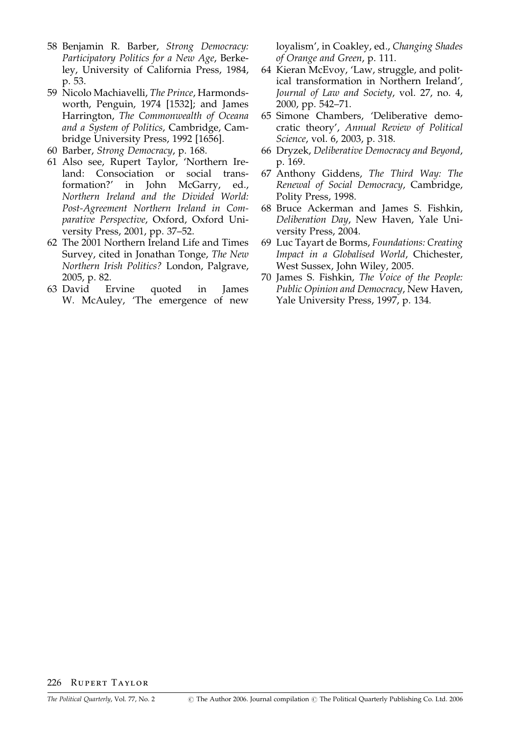58 Benjamin R. Barber, *Strong Democracy: Participatory Politics for a New Age*, Berkeley, University of California Press, 1984, p. 53.

59 Nicolo Machiavelli, *The Prince*, Harmondsworth, Penguin, 1974 [1532]; and James Harrington, *The Commonwealth of Oceana and a System of Politics*, Cambridge, Cambridge University Press, 1992 [1656].

60 Barber, *Strong Democracy*, p. 168.

61 Also see, Rupert Taylor, 'Northern Ireland: Consociation or social transformation?' in John McGarry, ed., *Northern Ireland and the Divided World: Post-Agreement Northern Ireland in Comparative Perspective*, Oxford, Oxford University Press, 2001, pp. 37–52.

62 The 2001 Northern Ireland Life and Times Survey, cited in Jonathan Tonge, *The New Northern Irish Politics?* London, Palgrave, 2005, p. 82.

63 David Ervine quoted in James W. McAuley, 'The emergence of new loyalism', in Coakley, ed., *Changing Shades of Orange and Green*, p. 111.

64 Kieran McEvoy, 'Law, struggle, and political transformation in Northern Ireland', *Journal of Law and Society*, vol. 27, no. 4, 2000, pp. 542–71.

65 Simone Chambers, 'Deliberative democratic theory', *Annual Review of Political Science*, vol. 6, 2003, p. 318.

66 Dryzek, *Deliberative Democracy and Beyond*, p. 169.

67 Anthony Giddens, *The Third Way: The Renewal of Social Democracy*, Cambridge, Polity Press, 1998.

68 Bruce Ackerman and James S. Fishkin, *Deliberation Day*, New Haven, Yale University Press, 2004.

69 Luc Tayart de Borms, *Foundations: Creating Impact in a Globalised World*, Chichester, West Sussex, John Wiley, 2005.

70 James S. Fishkin, *The Voice of the People: Public Opinion and Democracy*, New Haven, Yale University Press, 1997, p. 134.